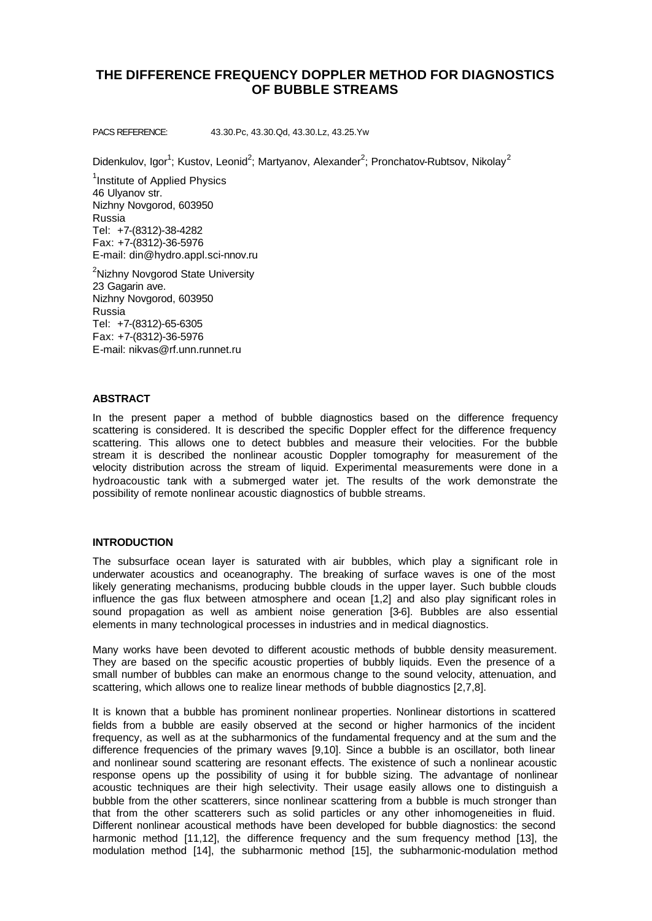# THE DIFFERENCE FREQUENCY DOPPLER METHOD FOR DIAGNOSTICS OF BUBBLE STREAMS

PACS REFERENCE: 43.30.Pc, 43.30.Qd, 43.30.Lz, 43.25.Yw

Didenkulov, Igor[1]; Kustov, Leonid[2]; Martyanov, Alexander[2]; Pronchatov-Rubtsov, Nikolay[2]

[1]Institute of Applied Physics
46 Ulyanov str.
Nizhny Novgorod, 603950
Russia
Tel: +7-(8312)-38-4282
Fax: +7-(8312)-36-5976
E-mail: din@hydro.appl.sci-nnov.ru

[2]Nizhny Novgorod State University
23 Gagarin ave.
Nizhny Novgorod, 603950
Russia
Tel: +7-(8312)-65-6305
Fax: +7-(8312)-36-5976
E-mail: nikvas@rf.unn.runnet.ru

## ABSTRACT

In the present paper a method of bubble diagnostics based on the difference frequency scattering is considered. It is described the specific Doppler effect for the difference frequency scattering. This allows one to detect bubbles and measure their velocities. For the bubble stream it is described the nonlinear acoustic Doppler tomography for measurement of the velocity distribution across the stream of liquid. Experimental measurements were done in a hydroacoustic tank with a submerged water jet. The results of the work demonstrate the possibility of remote nonlinear acoustic diagnostics of bubble streams.

## INTRODUCTION

The subsurface ocean layer is saturated with air bubbles, which play a significant role in underwater acoustics and oceanography. The breaking of surface waves is one of the most likely generating mechanisms, producing bubble clouds in the upper layer. Such bubble clouds influence the gas flux between atmosphere and ocean [1,2] and also play significant roles in sound propagation as well as ambient noise generation [3-6]. Bubbles are also essential elements in many technological processes in industries and in medical diagnostics.

Many works have been devoted to different acoustic methods of bubble density measurement. They are based on the specific acoustic properties of bubbly liquids. Even the presence of a small number of bubbles can make an enormous change to the sound velocity, attenuation, and scattering, which allows one to realize linear methods of bubble diagnostics [2,7,8].

It is known that a bubble has prominent nonlinear properties. Nonlinear distortions in scattered fields from a bubble are easily observed at the second or higher harmonics of the incident frequency, as well as at the subharmonics of the fundamental frequency and at the sum and the difference frequencies of the primary waves [9,10]. Since a bubble is an oscillator, both linear and nonlinear sound scattering are resonant effects. The existence of such a nonlinear acoustic response opens up the possibility of using it for bubble sizing. The advantage of nonlinear acoustic techniques are their high selectivity. Their usage easily allows one to distinguish a bubble from the other scatterers, since nonlinear scattering from a bubble is much stronger than that from the other scatterers such as solid particles or any other inhomogeneities in fluid. Different nonlinear acoustical methods have been developed for bubble diagnostics: the second harmonic method [11,12], the difference frequency and the sum frequency method [13], the modulation method [14], the subharmonic method [15], the subharmonic-modulation method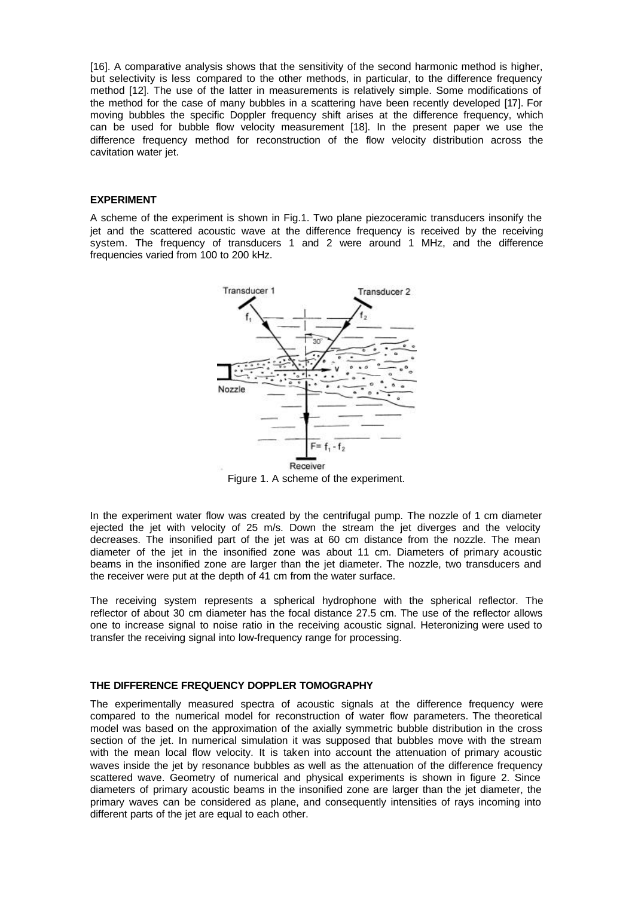[16]. A comparative analysis shows that the sensitivity of the second harmonic method is higher, but selectivity is less compared to the other methods, in particular, to the difference frequency method [12]. The use of the latter in measurements is relatively simple. Some modifications of the method for the case of many bubbles in a scattering have been recently developed [17]. For moving bubbles the specific Doppler frequency shift arises at the difference frequency, which can be used for bubble flow velocity measurement [18]. In the present paper we use the difference frequency method for reconstruction of the flow velocity distribution across the cavitation water jet.

## EXPERIMENT

A scheme of the experiment is shown in Fig.1. Two plane piezoceramic transducers insonify the jet and the scattered acoustic wave at the difference frequency is received by the receiving system. The frequency of transducers 1 and 2 were around 1 MHz, and the difference frequencies varied from 100 to 200 kHz.

Figure 1. A scheme of the experiment.

In the experiment water flow was created by the centrifugal pump. The nozzle of 1 cm diameter ejected the jet with velocity of 25 m/s. Down the stream the jet diverges and the velocity decreases. The insonified part of the jet was at 60 cm distance from the nozzle. The mean diameter of the jet in the insonified zone was about 11 cm. Diameters of primary acoustic beams in the insonified zone are larger than the jet diameter. The nozzle, two transducers and the receiver were put at the depth of 41 cm from the water surface.

The receiving system represents a spherical hydrophone with the spherical reflector. The reflector of about 30 cm diameter has the focal distance 27.5 cm. The use of the reflector allows one to increase signal to noise ratio in the receiving acoustic signal. Heteronizing were used to transfer the receiving signal into low-frequency range for processing.

## THE DIFFERENCE FREQUENCY DOPPLER TOMOGRAPHY

The experimentally measured spectra of acoustic signals at the difference frequency were compared to the numerical model for reconstruction of water flow parameters. The theoretical model was based on the approximation of the axially symmetric bubble distribution in the cross section of the jet. In numerical simulation it was supposed that bubbles move with the stream with the mean local flow velocity. It is taken into account the attenuation of primary acoustic waves inside the jet by resonance bubbles as well as the attenuation of the difference frequency scattered wave. Geometry of numerical and physical experiments is shown in figure 2. Since diameters of primary acoustic beams in the insonified zone are larger than the jet diameter, the primary waves can be considered as plane, and consequently intensities of rays incoming into different parts of the jet are equal to each other.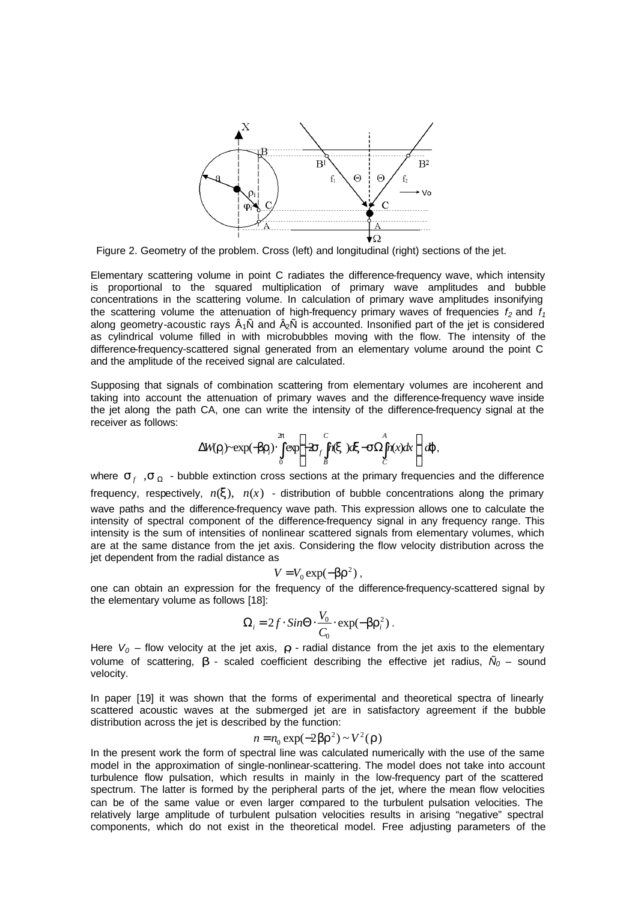Figure 2. Geometry of the problem. Cross (left) and longitudinal (right) sections of the jet.

Elementary scattering volume in point C radiates the difference-frequency wave, which intensity is proportional to the squared multiplication of primary wave amplitudes and bubble concentrations in the scattering volume. In calculation of primary wave amplitudes insonifying the scattering volume the attenuation of high-frequency primary waves of frequencies $f_2$ and $f_1$ along geometry-acoustic rays $B_1C$ and $B_2C$ is accounted. Insonified part of the jet is considered as cylindrical volume filled in with microbubbles moving with the flow. The intensity of the difference-frequency-scattered signal generated from an elementary volume around the point C and the amplitude of the received signal are calculated.

Supposing that signals of combination scattering from elementary volumes are incoherent and taking into account the attenuation of primary waves and the difference-frequency wave inside the jet along the path CA, one can write the intensity of the difference-frequency signal at the receiver as follows:

$$\Delta W(\rho_i) \sim \exp(-\beta\rho_i)\cdot\int_0^{2\pi}\exp\left(-2\sigma_f\int_B^C n(\xi)d\xi - \sigma_\Omega\int_C^A n(x)dx\right)d\varphi,$$

where $\sigma_f$, $\sigma_\Omega$ - bubble extinction cross sections at the primary frequencies and the difference frequency, respectively, $n(\xi)$, $n(x)$ - distribution of bubble concentrations along the primary wave paths and the difference-frequency wave path. This expression allows one to calculate the intensity of spectral component of the difference-frequency signal in any frequency range. This intensity is the sum of intensities of nonlinear scattered signals from elementary volumes, which are at the same distance from the jet axis. Considering the flow velocity distribution across the jet dependent from the radial distance as

$$V = V_0\exp(-\beta\rho^2),$$

one can obtain an expression for the frequency of the difference-frequency-scattered signal by the elementary volume as follows [18]:

$$\Omega_i = 2f\cdot Sin\Theta\cdot\frac{V_0}{C_0}\cdot\exp(-\beta\rho_i^2).$$

Here $V_0$ – flow velocity at the jet axis, $\rho_i$ - radial distance from the jet axis to the elementary volume of scattering, $\beta$ - scaled coefficient describing the effective jet radius, $C_0$ – sound velocity.

In paper [19] it was shown that the forms of experimental and theoretical spectra of linearly scattered acoustic waves at the submerged jet are in satisfactory agreement if the bubble distribution across the jet is described by the function:

$$n = n_0\exp(-2\beta\rho^2) \sim V^2(\rho)$$

In the present work the form of spectral line was calculated numerically with the use of the same model in the approximation of single-nonlinear-scattering. The model does not take into account turbulence flow pulsation, which results in mainly in the low-frequency part of the scattered spectrum. The latter is formed by the peripheral parts of the jet, where the mean flow velocities can be of the same value or even larger compared to the turbulent pulsation velocities. The relatively large amplitude of turbulent pulsation velocities results in arising “negative” spectral components, which do not exist in the theoretical model. Free adjusting parameters of the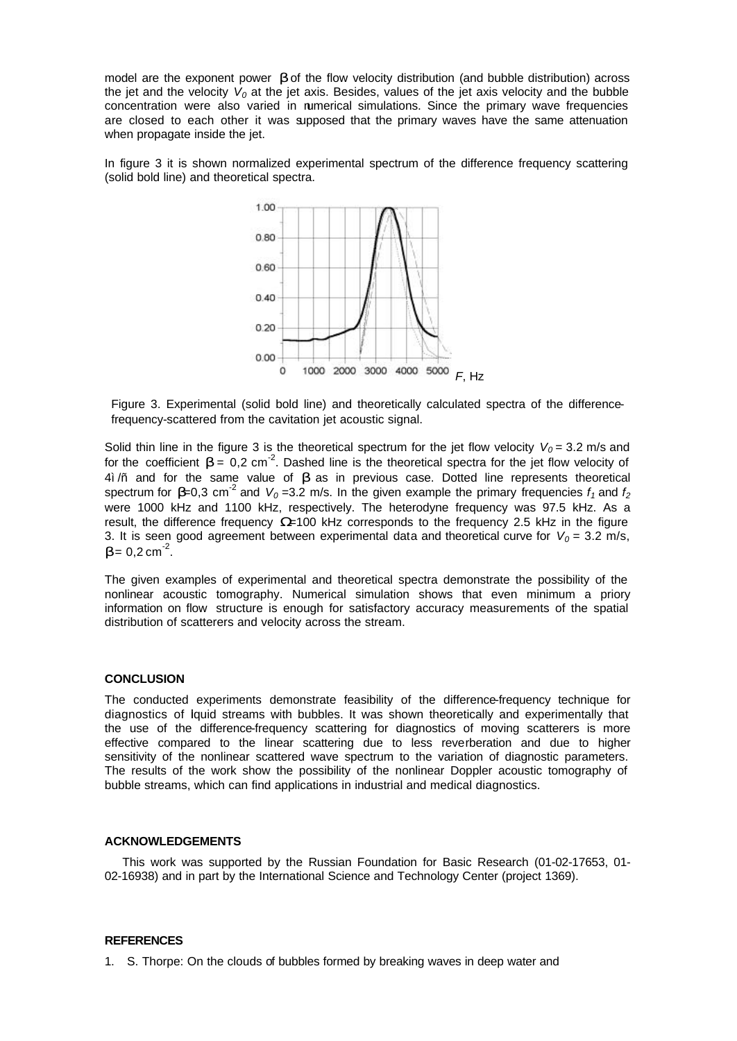model are the exponent power $\beta$ of the flow velocity distribution (and bubble distribution) across the jet and the velocity $V_0$ at the jet axis. Besides, values of the jet axis velocity and the bubble concentration were also varied in numerical simulations. Since the primary wave frequencies are closed to each other it was supposed that the primary waves have the same attenuation when propagate inside the jet.

In figure 3 it is shown normalized experimental spectrum of the difference frequency scattering (solid bold line) and theoretical spectra.

Figure 3. Experimental (solid bold line) and theoretically calculated spectra of the difference-frequency-scattered from the cavitation jet acoustic signal.

Solid thin line in the figure 3 is the theoretical spectrum for the jet flow velocity $V_0$ = 3.2 m/s and for the coefficient $\beta$ = 0,2 cm$^{-2}$. Dashed line is the theoretical spectra for the jet flow velocity of 4ì/ñ and for the same value of $\beta$ as in previous case. Dotted line represents theoretical spectrum for $\beta$=0,3 cm$^{-2}$ and $V_0$ =3.2 m/s. In the given example the primary frequencies $f_1$ and $f_2$ were 1000 kHz and 1100 kHz, respectively. The heterodyne frequency was 97.5 kHz. As a result, the difference frequency $\Omega$=100 kHz corresponds to the frequency 2.5 kHz in the figure 3. It is seen good agreement between experimental data and theoretical curve for $V_0$ = 3.2 m/s, $\beta$= 0,2 cm$^{-2}$.

The given examples of experimental and theoretical spectra demonstrate the possibility of the nonlinear acoustic tomography. Numerical simulation shows that even minimum a priory information on flow structure is enough for satisfactory accuracy measurements of the spatial distribution of scatterers and velocity across the stream.

## CONCLUSION

The conducted experiments demonstrate feasibility of the difference-frequency technique for diagnostics of liquid streams with bubbles. It was shown theoretically and experimentally that the use of the difference-frequency scattering for diagnostics of moving scatterers is more effective compared to the linear scattering due to less reverberation and due to higher sensitivity of the nonlinear scattered wave spectrum to the variation of diagnostic parameters. The results of the work show the possibility of the nonlinear Doppler acoustic tomography of bubble streams, which can find applications in industrial and medical diagnostics.

## ACKNOWLEDGEMENTS

This work was supported by the Russian Foundation for Basic Research (01-02-17653, 01-02-16938) and in part by the International Science and Technology Center (project 1369).

## REFERENCES

1. S. Thorpe: On the clouds of bubbles formed by breaking waves in deep water and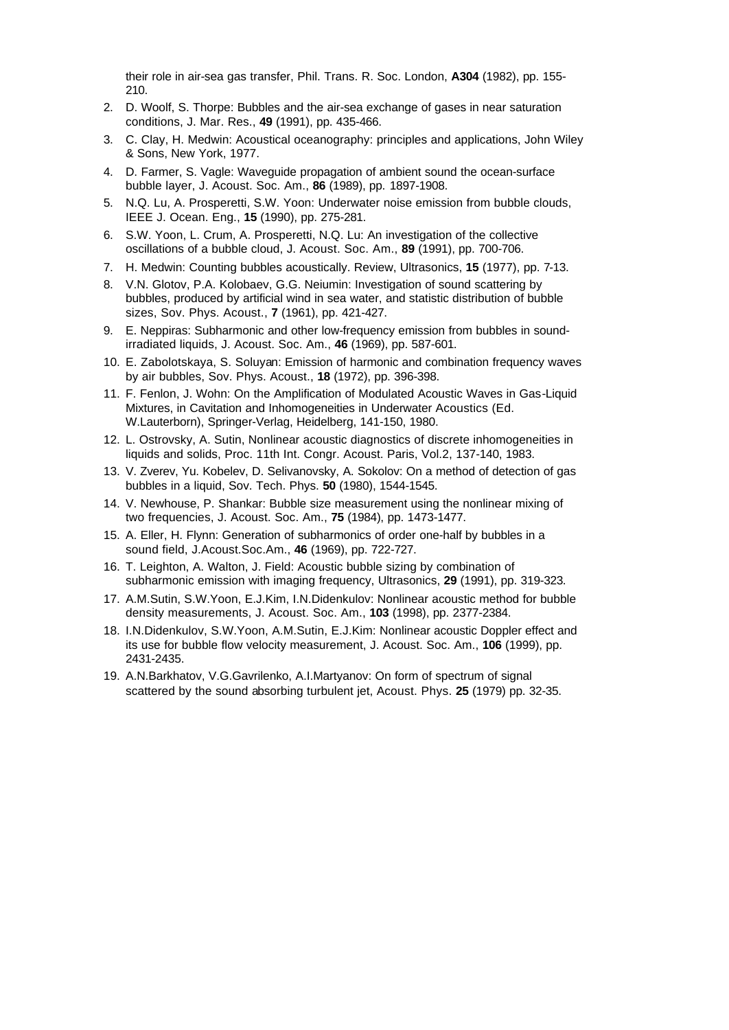their role in air-sea gas transfer, Phil. Trans. R. Soc. London, **A304** (1982), pp. 155-210.

2. D. Woolf, S. Thorpe: Bubbles and the air-sea exchange of gases in near saturation conditions, J. Mar. Res., **49** (1991), pp. 435-466.
3. C. Clay, H. Medwin: Acoustical oceanography: principles and applications, John Wiley & Sons, New York, 1977.
4. D. Farmer, S. Vagle: Waveguide propagation of ambient sound the ocean-surface bubble layer, J. Acoust. Soc. Am., **86** (1989), pp. 1897-1908.
5. N.Q. Lu, A. Prosperetti, S.W. Yoon: Underwater noise emission from bubble clouds, IEEE J. Ocean. Eng., **15** (1990), pp. 275-281.
6. S.W. Yoon, L. Crum, A. Prosperetti, N.Q. Lu: An investigation of the collective oscillations of a bubble cloud, J. Acoust. Soc. Am., **89** (1991), pp. 700-706.
7. H. Medwin: Counting bubbles acoustically. Review, Ultrasonics, **15** (1977), pp. 7-13.
8. V.N. Glotov, P.A. Kolobaev, G.G. Neiumin: Investigation of sound scattering by bubbles, produced by artificial wind in sea water, and statistic distribution of bubble sizes, Sov. Phys. Acoust., **7** (1961), pp. 421-427.
9. E. Neppiras: Subharmonic and other low-frequency emission from bubbles in sound-irradiated liquids, J. Acoust. Soc. Am., **46** (1969), pp. 587-601.
10. E. Zabolotskaya, S. Soluyan: Emission of harmonic and combination frequency waves by air bubbles, Sov. Phys. Acoust., **18** (1972), pp. 396-398.
11. F. Fenlon, J. Wohn: On the Amplification of Modulated Acoustic Waves in Gas-Liquid Mixtures, in Cavitation and Inhomogeneities in Underwater Acoustics (Ed. W.Lauterborn), Springer-Verlag, Heidelberg, 141-150, 1980.
12. L. Ostrovsky, A. Sutin, Nonlinear acoustic diagnostics of discrete inhomogeneities in liquids and solids, Proc. 11th Int. Congr. Acoust. Paris, Vol.2, 137-140, 1983.
13. V. Zverev, Yu. Kobelev, D. Selivanovsky, A. Sokolov: On a method of detection of gas bubbles in a liquid, Sov. Tech. Phys. **50** (1980), 1544-1545.
14. V. Newhouse, P. Shankar: Bubble size measurement using the nonlinear mixing of two frequencies, J. Acoust. Soc. Am., **75** (1984), pp. 1473-1477.
15. A. Eller, H. Flynn: Generation of subharmonics of order one-half by bubbles in a sound field, J.Acoust.Soc.Am., **46** (1969), pp. 722-727.
16. T. Leighton, A. Walton, J. Field: Acoustic bubble sizing by combination of subharmonic emission with imaging frequency, Ultrasonics, **29** (1991), pp. 319-323.
17. A.M.Sutin, S.W.Yoon, E.J.Kim, I.N.Didenkulov: Nonlinear acoustic method for bubble density measurements, J. Acoust. Soc. Am., **103** (1998), pp. 2377-2384.
18. I.N.Didenkulov, S.W.Yoon, A.M.Sutin, E.J.Kim: Nonlinear acoustic Doppler effect and its use for bubble flow velocity measurement, J. Acoust. Soc. Am., **106** (1999), pp. 2431-2435.
19. A.N.Barkhatov, V.G.Gavrilenko, A.I.Martyanov: On form of spectrum of signal scattered by the sound absorbing turbulent jet, Acoust. Phys. **25** (1979) pp. 32-35.